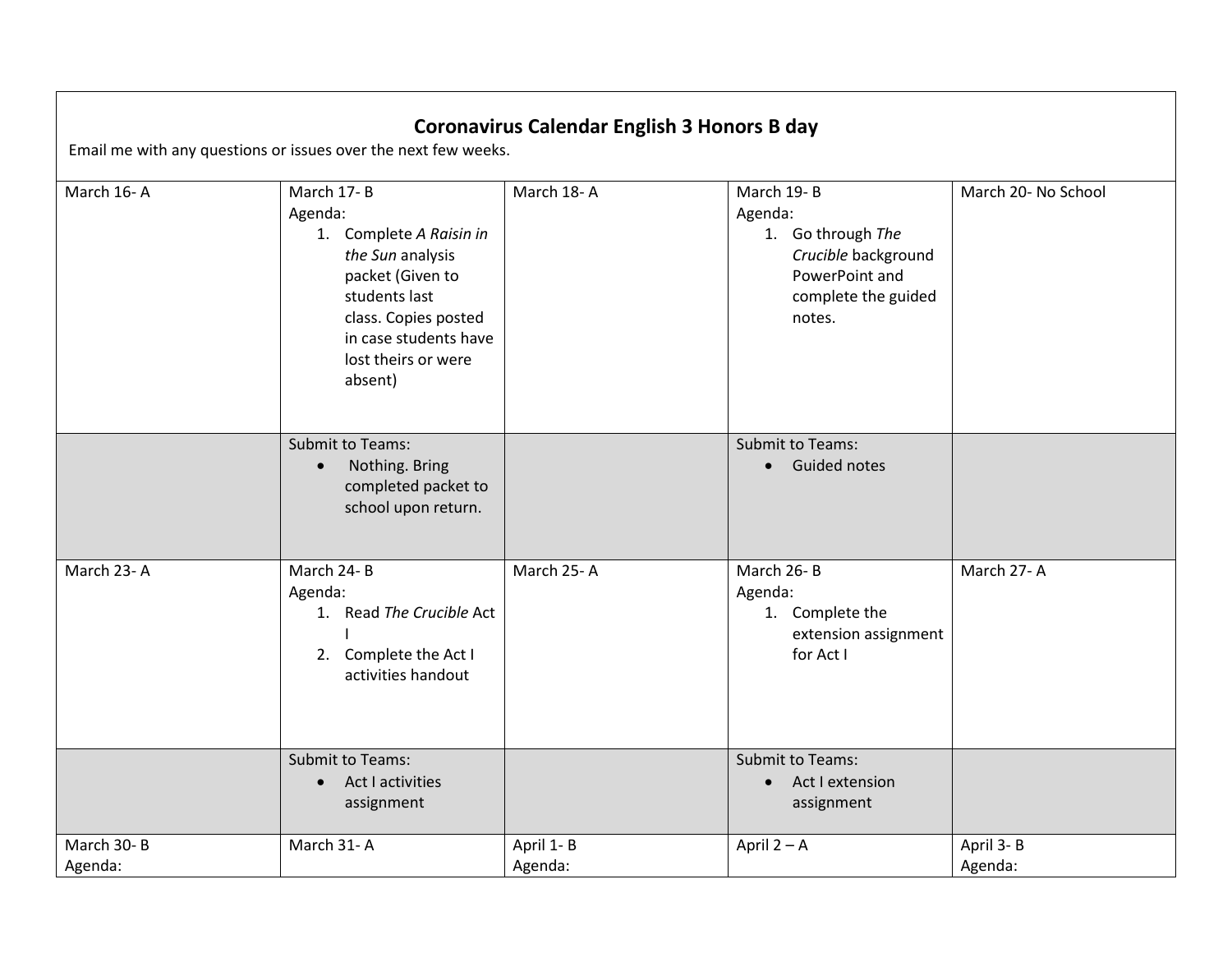## Coronavirus Calendar English 3 Honors B day

Email me with any questions or issues over the next few weeks.

| March 16- A | March 17- B | March 18- A | March 19- B | March 20- No School |
|---|---|---|---|---|
| | Agenda:<br>1. Complete *A Raisin in the Sun* analysis packet (Given to students last class. Copies posted in case students have lost theirs or were absent) | | Agenda:<br>1. Go through *The Crucible* background PowerPoint and complete the guided notes. | |
| | Submit to Teams:<br>• Nothing. Bring completed packet to school upon return. | | Submit to Teams:<br>• Guided notes | |
| March 23- A | March 24- B<br>Agenda:<br>1. Read *The Crucible* Act I<br>2. Complete the Act I activities handout | March 25- A | March 26- B<br>Agenda:<br>1. Complete the extension assignment for Act I | March 27- A |
| | Submit to Teams:<br>• Act I activities assignment | | Submit to Teams:<br>• Act I extension assignment | |
| March 30- B<br>Agenda: | March 31- A | April 1- B<br>Agenda: | April 2 – A | April 3- B<br>Agenda: |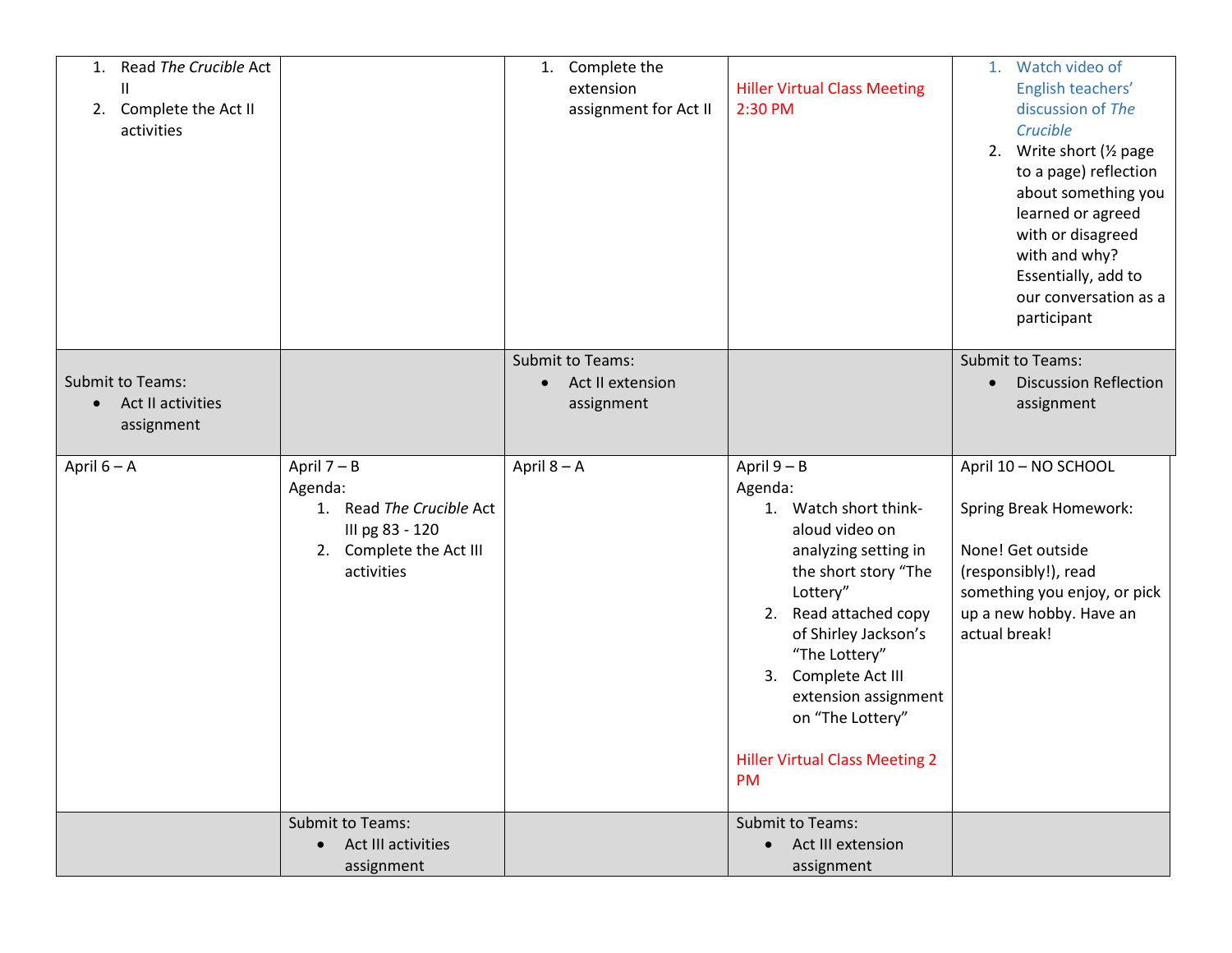| | | | | |
|---|---|---|---|---|
| 1. Read *The Crucible* Act II<br>2. Complete the Act II activities | | 1. Complete the extension assignment for Act II | Hiller Virtual Class Meeting 2:30 PM | 1. Watch video of English teachers' discussion of *The Crucible*<br>2. Write short (½ page to a page) reflection about something you learned or agreed with or disagreed with and why? Essentially, add to our conversation as a participant |
| Submit to Teams:<br>• Act II activities assignment | | Submit to Teams:<br>• Act II extension assignment | | Submit to Teams:<br>• Discussion Reflection assignment |
| April 6 – A | April 7 – B<br>Agenda:<br>1. Read *The Crucible* Act III pg 83 - 120<br>2. Complete the Act III activities | April 8 – A | April 9 – B<br>Agenda:<br>1. Watch short think-aloud video on analyzing setting in the short story "The Lottery"<br>2. Read attached copy of Shirley Jackson's "The Lottery"<br>3. Complete Act III extension assignment on "The Lottery"<br><br>Hiller Virtual Class Meeting 2 PM | April 10 – NO SCHOOL<br><br>Spring Break Homework:<br><br>None! Get outside (responsibly!), read something you enjoy, or pick up a new hobby. Have an actual break! |
| | Submit to Teams:<br>• Act III activities assignment | | Submit to Teams:<br>• Act III extension assignment | |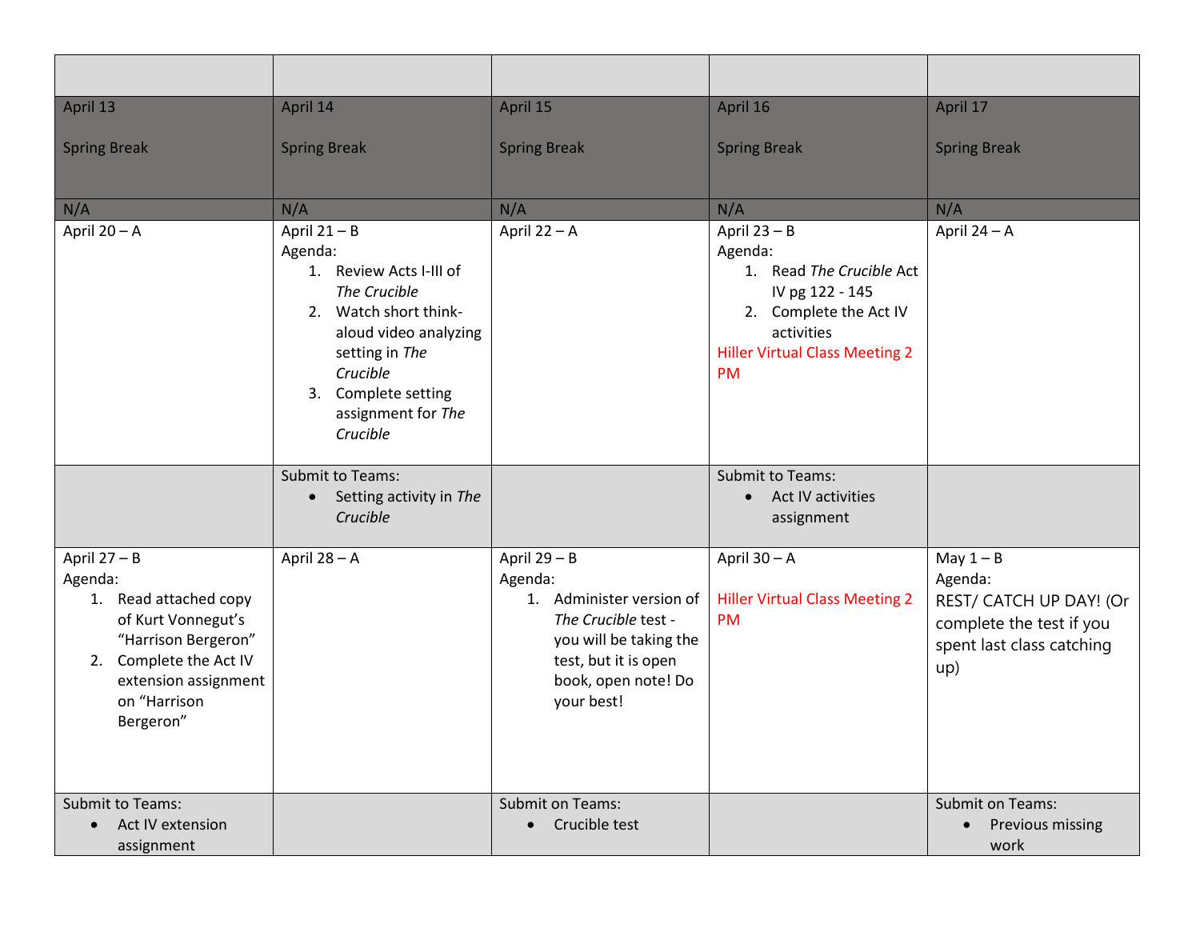| | | | | |
|---|---|---|---|---|
| April 13<br><br>Spring Break | April 14<br><br>Spring Break | April 15<br><br>Spring Break | April 16<br><br>Spring Break | April 17<br><br>Spring Break |
| N/A | N/A | N/A | N/A | N/A |
| April 20 – A | April 21 – B<br>Agenda:<br>1. Review Acts I-III of *The Crucible*<br>2. Watch short think-aloud video analyzing setting in *The Crucible*<br>3. Complete setting assignment for *The Crucible* | April 22 – A | April 23 – B<br>Agenda:<br>1. Read *The Crucible* Act IV pg 122 - 145<br>2. Complete the Act IV activities<br>Hiller Virtual Class Meeting 2 PM | April 24 – A |
| | Submit to Teams:<br>• Setting activity in *The Crucible* | | Submit to Teams:<br>• Act IV activities assignment | |
| April 27 – B<br>Agenda:<br>1. Read attached copy of Kurt Vonnegut's "Harrison Bergeron"<br>2. Complete the Act IV extension assignment on "Harrison Bergeron" | April 28 – A | April 29 – B<br>Agenda:<br>1. Administer version of *The Crucible* test - you will be taking the test, but it is open book, open note! Do your best! | April 30 – A<br><br>Hiller Virtual Class Meeting 2 PM | May 1 – B<br>Agenda:<br>REST/ CATCH UP DAY! (Or complete the test if you spent last class catching up) |
| Submit to Teams:<br>• Act IV extension assignment | | Submit on Teams:<br>• Crucible test | | Submit on Teams:<br>• Previous missing work |